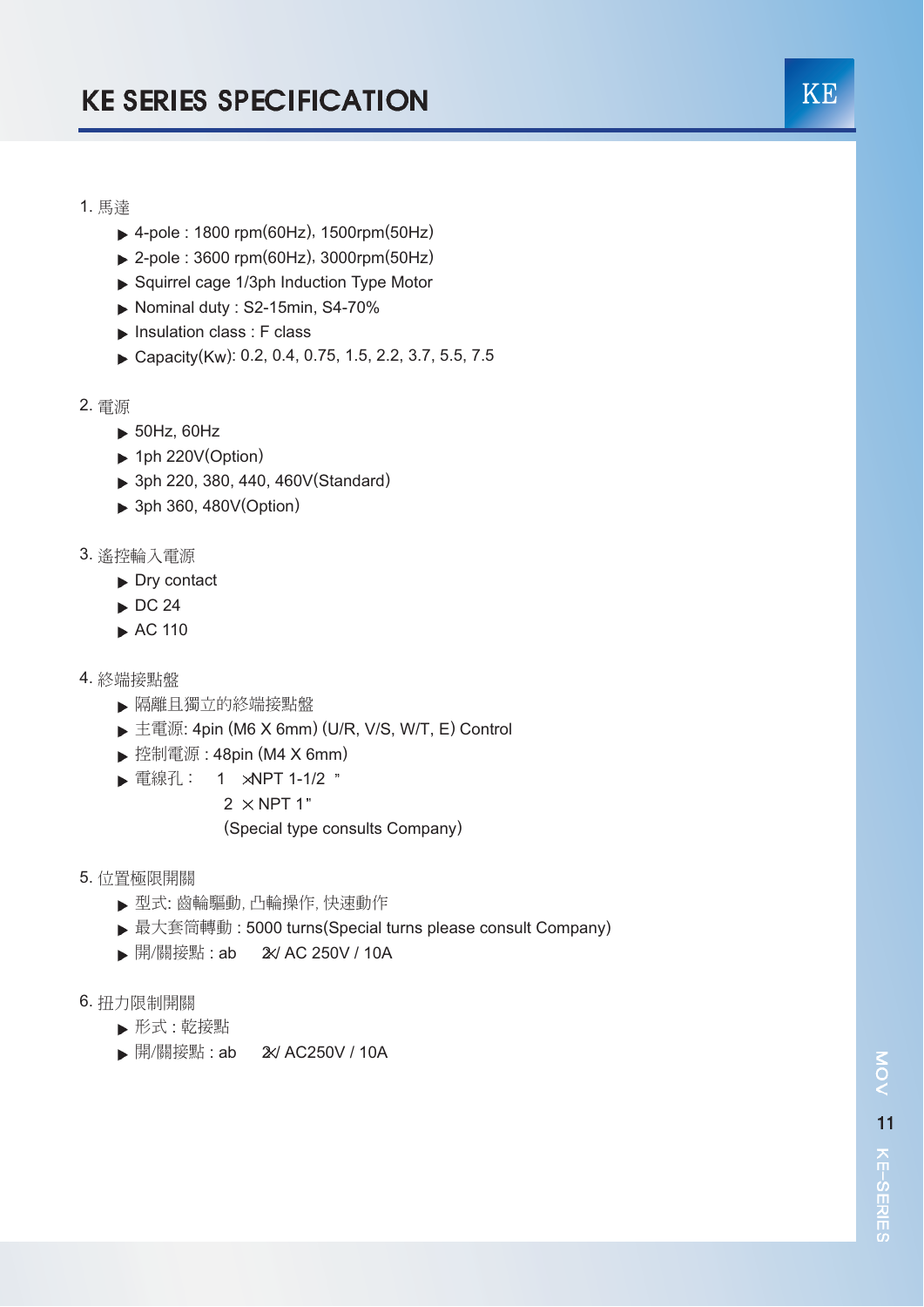# KE SERIES SPECIFICATION

1. 馬達
   - ▶ 4-pole : 1800 rpm(60Hz), 1500rpm(50Hz)
   - ▶ 2-pole : 3600 rpm(60Hz), 3000rpm(50Hz)
   - ▶ Squirrel cage 1/3ph Induction Type Motor
   - ▶ Nominal duty : S2-15min, S4-70%
   - ▶ Insulation class : F class
   - ▶ Capacity(Kw): 0.2, 0.4, 0.75, 1.5, 2.2, 3.7, 5.5, 7.5

2. 電源
   - ▶ 50Hz, 60Hz
   - ▶ 1ph 220V(Option)
   - ▶ 3ph 220, 380, 440, 460V(Standard)
   - ▶ 3ph 360, 480V(Option)

3. 遙控輸入電源
   - ▶ Dry contact
   - ▶ DC 24
   - ▶ AC 110

4. 終端接點盤
   - ▶ 隔離且獨立的終端接點盤
   - ▶ 主電源: 4pin (M6 X 6mm) (U/R, V/S, W/T, E) Control
   - ▶ 控制電源 : 48pin (M4 X 6mm)
   - ▶ 電線孔 : 1 × NPT 1-1/2 ”
     2 × NPT 1”
     (Special type consults Company)

5. 位置極限開關
   - ▶ 型式: 齒輪驅動, 凸輪操作, 快速動作
   - ▶ 最大套筒轉動 : 5000 turns(Special turns please consult Company)
   - ▶ 開/關接點 : ab 2×/ AC 250V / 10A

6. 扭力限制開關
   - ▶ 形式 : 乾接點
   - ▶ 開/關接點 : ab 2×/ AC250V / 10A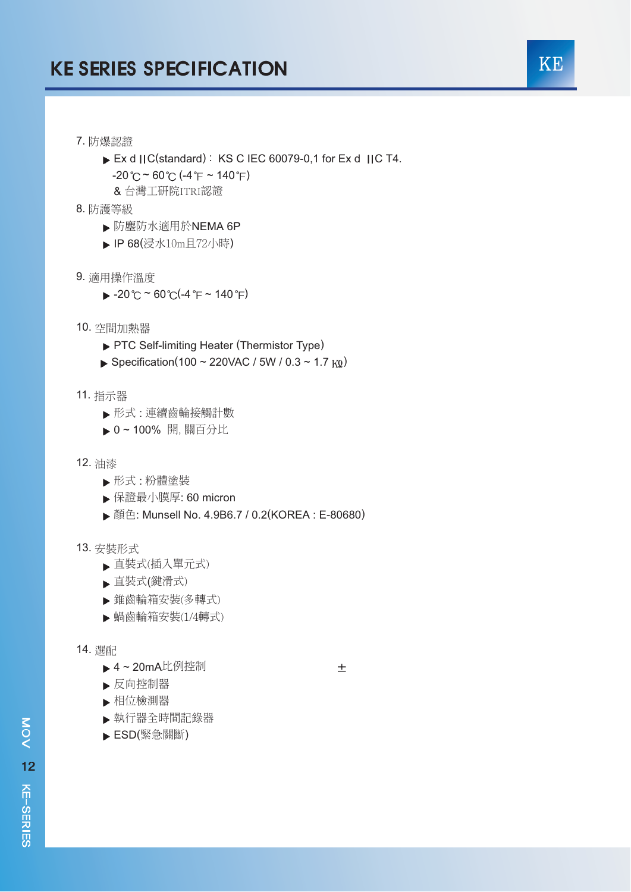## KE SERIES SPECIFICATION

7. 防爆認證
   - ▶ Ex d IIC(standard)： KS C IEC 60079-0,1 for Ex d IIC T4.
     -20℃ ~ 60℃ (-4℉ ~ 140℉)
     & 台灣工研院ITRI認證

8. 防護等級
   - ▶ 防塵防水適用於NEMA 6P
   - ▶ IP 68(浸水10m且72小時)

9. 適用操作溫度
   - ▶ -20℃ ~ 60℃(-4℉ ~ 140℉)

10. 空間加熱器
    - ▶ PTC Self-limiting Heater (Thermistor Type)
    - ▶ Specification(100 ~ 220VAC / 5W / 0.3 ~ 1.7 ㏀)

11. 指示器
    - ▶ 形式：連續齒輪接觸計數
    - ▶ 0 ~ 100% 開, 關百分比

12. 油漆
    - ▶ 形式：粉體塗裝
    - ▶ 保證最小膜厚: 60 micron
    - ▶ 顏色: Munsell No. 4.9B6.7 / 0.2(KOREA : E-80680)

13. 安裝形式
    - ▶ 直裝式(插入單元式)
    - ▶ 直裝式(鍵滑式)
    - ▶ 錐齒輪箱安裝(多轉式)
    - ▶ 蝸齒輪箱安裝(1/4轉式)

14. 選配
    - ▶ 4 ~ 20mA比例控制 ±
    - ▶ 反向控制器
    - ▶ 相位檢測器
    - ▶ 執行器全時間記錄器
    - ▶ ESD(緊急關斷)